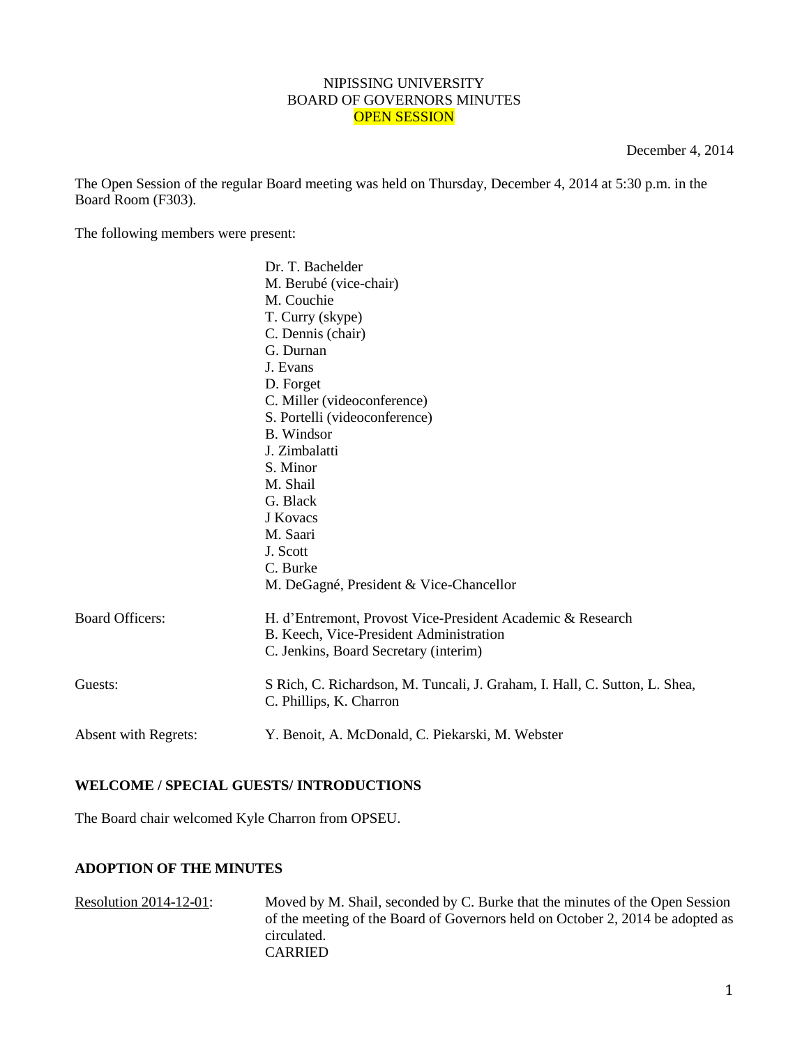NIPISSING UNIVERSITY
BOARD OF GOVERNORS MINUTES
OPEN SESSION

December 4, 2014

The Open Session of the regular Board meeting was held on Thursday, December 4, 2014 at 5:30 p.m. in the Board Room (F303).

The following members were present:

Dr. T. Bachelder
M. Berubé (vice-chair)
M. Couchie
T. Curry (skype)
C. Dennis (chair)
G. Durnan
J. Evans
D. Forget
C. Miller (videoconference)
S. Portelli (videoconference)
B. Windsor
J. Zimbalatti
S. Minor
M. Shail
G. Black
J Kovacs
M. Saari
J. Scott
C. Burke
M. DeGagné, President & Vice-Chancellor

Board Officers: H. d'Entremont, Provost Vice-President Academic & Research
B. Keech, Vice-President Administration
C. Jenkins, Board Secretary (interim)

Guests: S Rich, C. Richardson, M. Tuncali, J. Graham, I. Hall, C. Sutton, L. Shea, C. Phillips, K. Charron

Absent with Regrets: Y. Benoit, A. McDonald, C. Piekarski, M. Webster

**WELCOME / SPECIAL GUESTS/ INTRODUCTIONS**

The Board chair welcomed Kyle Charron from OPSEU.

**ADOPTION OF THE MINUTES**

Resolution 2014-12-01: Moved by M. Shail, seconded by C. Burke that the minutes of the Open Session of the meeting of the Board of Governors held on October 2, 2014 be adopted as circulated.
CARRIED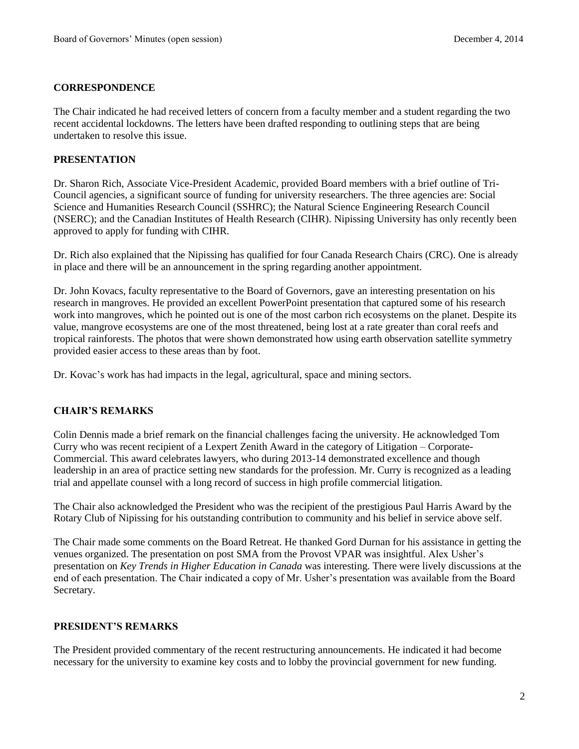## CORRESPONDENCE

The Chair indicated he had received letters of concern from a faculty member and a student regarding the two recent accidental lockdowns. The letters have been drafted responding to outlining steps that are being undertaken to resolve this issue.

## PRESENTATION

Dr. Sharon Rich, Associate Vice-President Academic, provided Board members with a brief outline of Tri-Council agencies, a significant source of funding for university researchers. The three agencies are: Social Science and Humanities Research Council (SSHRC); the Natural Science Engineering Research Council (NSERC); and the Canadian Institutes of Health Research (CIHR). Nipissing University has only recently been approved to apply for funding with CIHR.

Dr. Rich also explained that the Nipissing has qualified for four Canada Research Chairs (CRC). One is already in place and there will be an announcement in the spring regarding another appointment.

Dr. John Kovacs, faculty representative to the Board of Governors, gave an interesting presentation on his research in mangroves. He provided an excellent PowerPoint presentation that captured some of his research work into mangroves, which he pointed out is one of the most carbon rich ecosystems on the planet. Despite its value, mangrove ecosystems are one of the most threatened, being lost at a rate greater than coral reefs and tropical rainforests. The photos that were shown demonstrated how using earth observation satellite symmetry provided easier access to these areas than by foot.

Dr. Kovac's work has had impacts in the legal, agricultural, space and mining sectors.

## CHAIR'S REMARKS

Colin Dennis made a brief remark on the financial challenges facing the university. He acknowledged Tom Curry who was recent recipient of a Lexpert Zenith Award in the category of Litigation – Corporate-Commercial. This award celebrates lawyers, who during 2013-14 demonstrated excellence and though leadership in an area of practice setting new standards for the profession. Mr. Curry is recognized as a leading trial and appellate counsel with a long record of success in high profile commercial litigation.

The Chair also acknowledged the President who was the recipient of the prestigious Paul Harris Award by the Rotary Club of Nipissing for his outstanding contribution to community and his belief in service above self.

The Chair made some comments on the Board Retreat. He thanked Gord Durnan for his assistance in getting the venues organized. The presentation on post SMA from the Provost VPAR was insightful. Alex Usher's presentation on *Key Trends in Higher Education in Canada* was interesting. There were lively discussions at the end of each presentation. The Chair indicated a copy of Mr. Usher's presentation was available from the Board Secretary.

## PRESIDENT'S REMARKS

The President provided commentary of the recent restructuring announcements. He indicated it had become necessary for the university to examine key costs and to lobby the provincial government for new funding.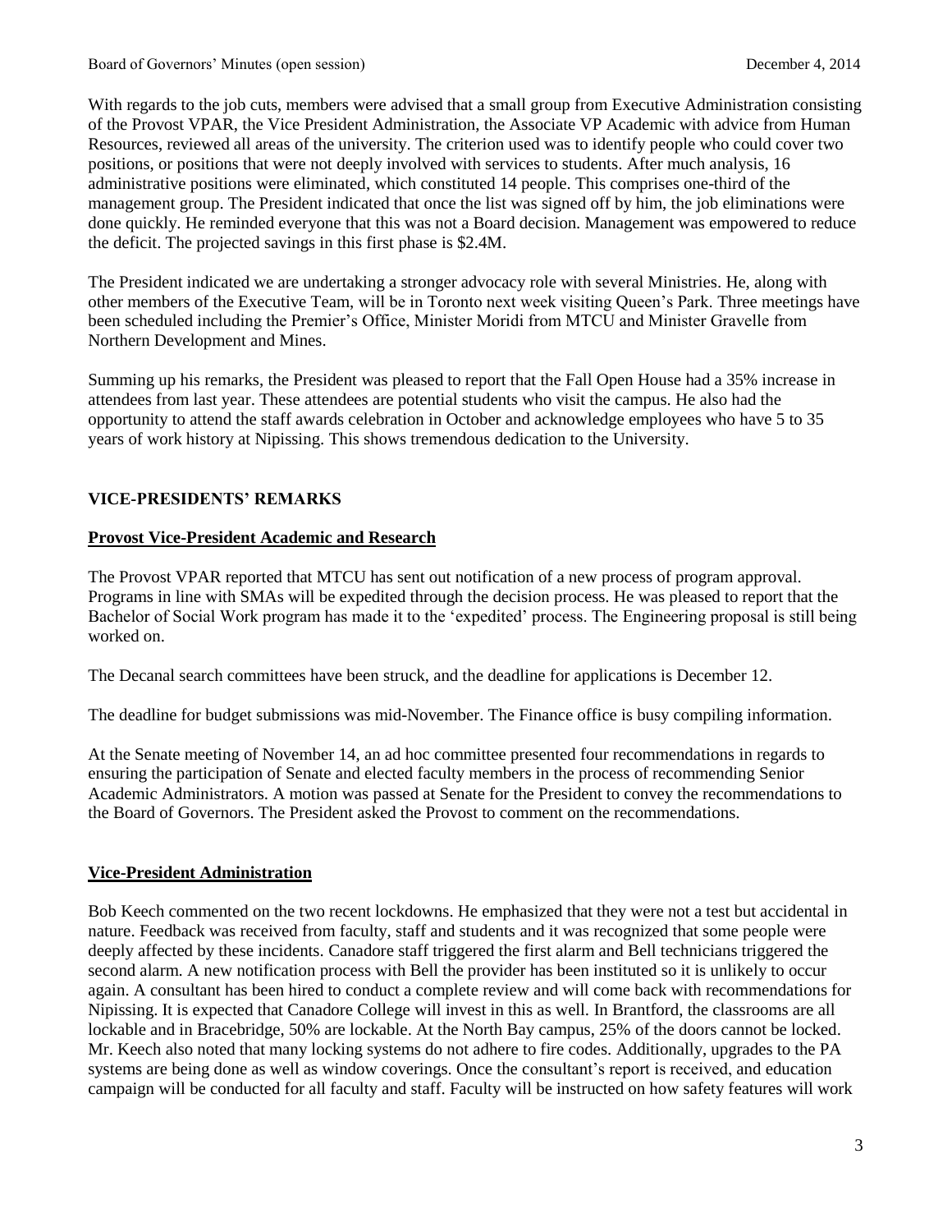With regards to the job cuts, members were advised that a small group from Executive Administration consisting of the Provost VPAR, the Vice President Administration, the Associate VP Academic with advice from Human Resources, reviewed all areas of the university. The criterion used was to identify people who could cover two positions, or positions that were not deeply involved with services to students. After much analysis, 16 administrative positions were eliminated, which constituted 14 people. This comprises one-third of the management group. The President indicated that once the list was signed off by him, the job eliminations were done quickly. He reminded everyone that this was not a Board decision. Management was empowered to reduce the deficit. The projected savings in this first phase is $2.4M.

The President indicated we are undertaking a stronger advocacy role with several Ministries. He, along with other members of the Executive Team, will be in Toronto next week visiting Queen's Park. Three meetings have been scheduled including the Premier's Office, Minister Moridi from MTCU and Minister Gravelle from Northern Development and Mines.

Summing up his remarks, the President was pleased to report that the Fall Open House had a 35% increase in attendees from last year. These attendees are potential students who visit the campus. He also had the opportunity to attend the staff awards celebration in October and acknowledge employees who have 5 to 35 years of work history at Nipissing. This shows tremendous dedication to the University.

## VICE-PRESIDENTS' REMARKS

### Provost Vice-President Academic and Research

The Provost VPAR reported that MTCU has sent out notification of a new process of program approval. Programs in line with SMAs will be expedited through the decision process. He was pleased to report that the Bachelor of Social Work program has made it to the 'expedited' process. The Engineering proposal is still being worked on.

The Decanal search committees have been struck, and the deadline for applications is December 12.

The deadline for budget submissions was mid-November. The Finance office is busy compiling information.

At the Senate meeting of November 14, an ad hoc committee presented four recommendations in regards to ensuring the participation of Senate and elected faculty members in the process of recommending Senior Academic Administrators. A motion was passed at Senate for the President to convey the recommendations to the Board of Governors. The President asked the Provost to comment on the recommendations.

### Vice-President Administration

Bob Keech commented on the two recent lockdowns. He emphasized that they were not a test but accidental in nature. Feedback was received from faculty, staff and students and it was recognized that some people were deeply affected by these incidents. Canadore staff triggered the first alarm and Bell technicians triggered the second alarm. A new notification process with Bell the provider has been instituted so it is unlikely to occur again. A consultant has been hired to conduct a complete review and will come back with recommendations for Nipissing. It is expected that Canadore College will invest in this as well. In Brantford, the classrooms are all lockable and in Bracebridge, 50% are lockable. At the North Bay campus, 25% of the doors cannot be locked. Mr. Keech also noted that many locking systems do not adhere to fire codes. Additionally, upgrades to the PA systems are being done as well as window coverings. Once the consultant's report is received, and education campaign will be conducted for all faculty and staff. Faculty will be instructed on how safety features will work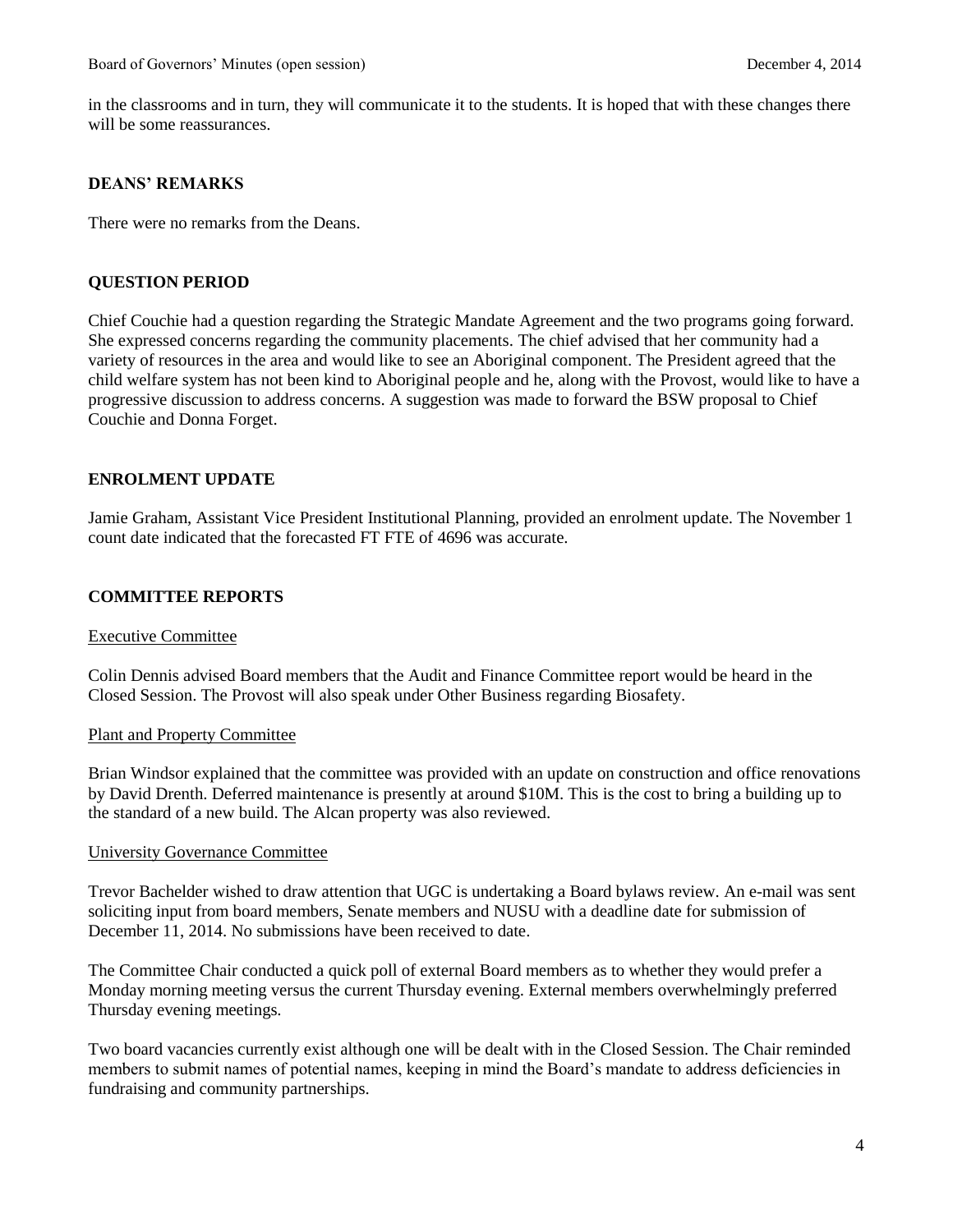in the classrooms and in turn, they will communicate it to the students. It is hoped that with these changes there will be some reassurances.

## DEANS' REMARKS

There were no remarks from the Deans.

## QUESTION PERIOD

Chief Couchie had a question regarding the Strategic Mandate Agreement and the two programs going forward. She expressed concerns regarding the community placements. The chief advised that her community had a variety of resources in the area and would like to see an Aboriginal component. The President agreed that the child welfare system has not been kind to Aboriginal people and he, along with the Provost, would like to have a progressive discussion to address concerns. A suggestion was made to forward the BSW proposal to Chief Couchie and Donna Forget.

## ENROLMENT UPDATE

Jamie Graham, Assistant Vice President Institutional Planning, provided an enrolment update. The November 1 count date indicated that the forecasted FT FTE of 4696 was accurate.

## COMMITTEE REPORTS

### Executive Committee

Colin Dennis advised Board members that the Audit and Finance Committee report would be heard in the Closed Session. The Provost will also speak under Other Business regarding Biosafety.

### Plant and Property Committee

Brian Windsor explained that the committee was provided with an update on construction and office renovations by David Drenth. Deferred maintenance is presently at around $10M. This is the cost to bring a building up to the standard of a new build. The Alcan property was also reviewed.

### University Governance Committee

Trevor Bachelder wished to draw attention that UGC is undertaking a Board bylaws review. An e-mail was sent soliciting input from board members, Senate members and NUSU with a deadline date for submission of December 11, 2014. No submissions have been received to date.

The Committee Chair conducted a quick poll of external Board members as to whether they would prefer a Monday morning meeting versus the current Thursday evening. External members overwhelmingly preferred Thursday evening meetings.

Two board vacancies currently exist although one will be dealt with in the Closed Session. The Chair reminded members to submit names of potential names, keeping in mind the Board's mandate to address deficiencies in fundraising and community partnerships.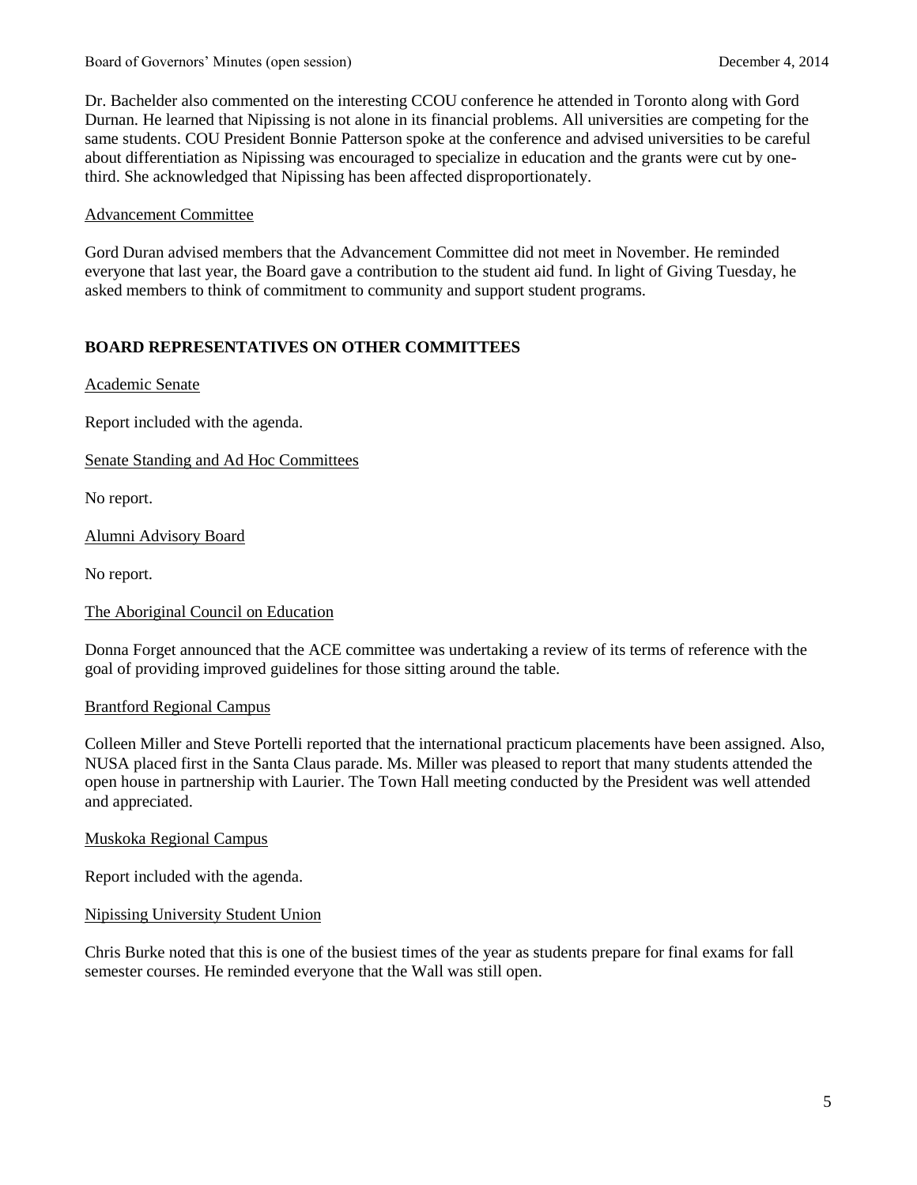Dr. Bachelder also commented on the interesting CCOU conference he attended in Toronto along with Gord Durnan. He learned that Nipissing is not alone in its financial problems. All universities are competing for the same students. COU President Bonnie Patterson spoke at the conference and advised universities to be careful about differentiation as Nipissing was encouraged to specialize in education and the grants were cut by one-third. She acknowledged that Nipissing has been affected disproportionately.

Advancement Committee

Gord Duran advised members that the Advancement Committee did not meet in November. He reminded everyone that last year, the Board gave a contribution to the student aid fund. In light of Giving Tuesday, he asked members to think of commitment to community and support student programs.

## BOARD REPRESENTATIVES ON OTHER COMMITTEES

Academic Senate

Report included with the agenda.

Senate Standing and Ad Hoc Committees

No report.

Alumni Advisory Board

No report.

The Aboriginal Council on Education

Donna Forget announced that the ACE committee was undertaking a review of its terms of reference with the goal of providing improved guidelines for those sitting around the table.

Brantford Regional Campus

Colleen Miller and Steve Portelli reported that the international practicum placements have been assigned. Also, NUSA placed first in the Santa Claus parade. Ms. Miller was pleased to report that many students attended the open house in partnership with Laurier. The Town Hall meeting conducted by the President was well attended and appreciated.

Muskoka Regional Campus

Report included with the agenda.

Nipissing University Student Union

Chris Burke noted that this is one of the busiest times of the year as students prepare for final exams for fall semester courses. He reminded everyone that the Wall was still open.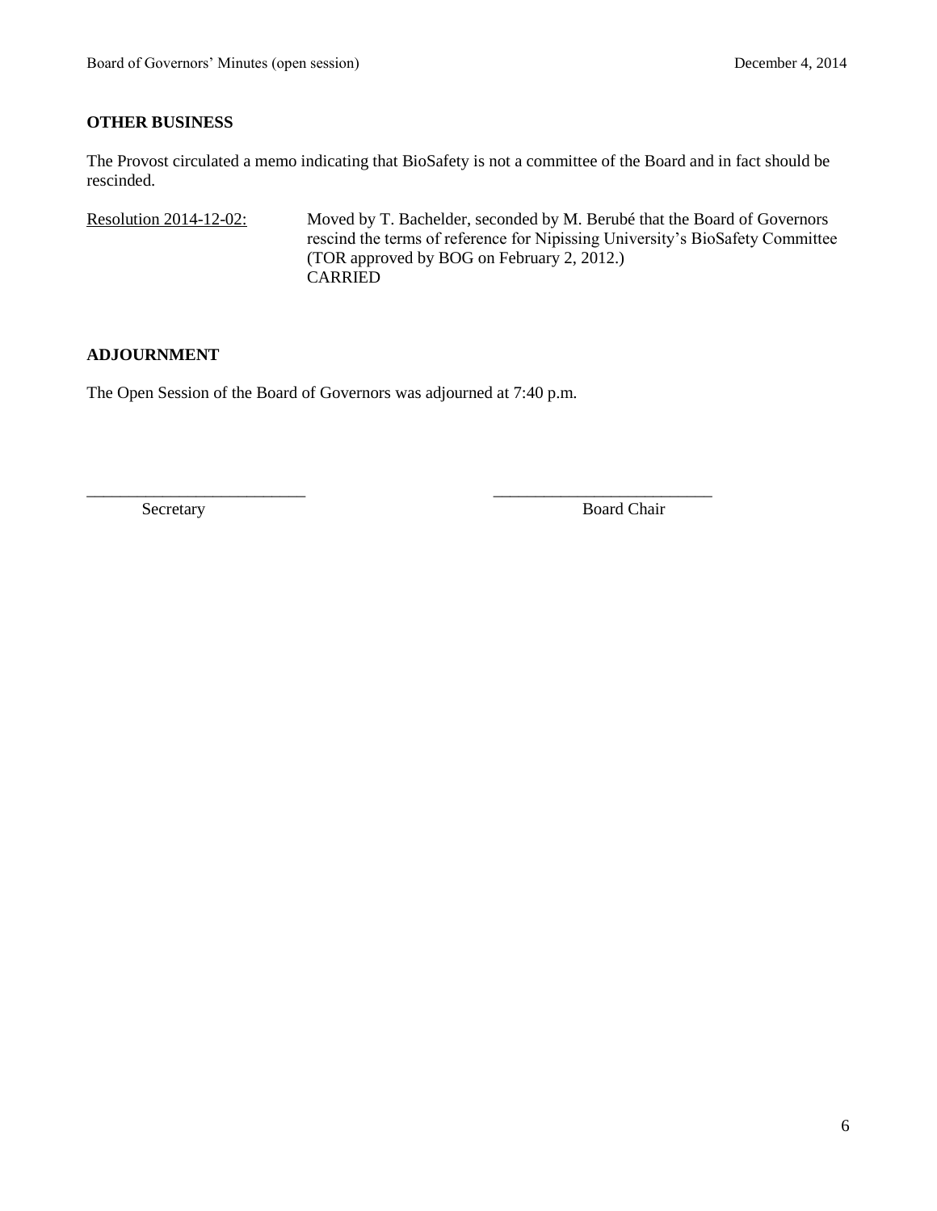**OTHER BUSINESS**

The Provost circulated a memo indicating that BioSafety is not a committee of the Board and in fact should be rescinded.

Resolution 2014-12-02: Moved by T. Bachelder, seconded by M. Berubé that the Board of Governors rescind the terms of reference for Nipissing University's BioSafety Committee (TOR approved by BOG on February 2, 2012.)
CARRIED

**ADJOURNMENT**

The Open Session of the Board of Governors was adjourned at 7:40 p.m.

\_\_\_\_\_\_\_\_\_\_\_\_\_\_\_\_\_\_\_\_\_\_\_\_\_\_
Secretary

\_\_\_\_\_\_\_\_\_\_\_\_\_\_\_\_\_\_\_\_\_\_\_\_\_\_
Board Chair